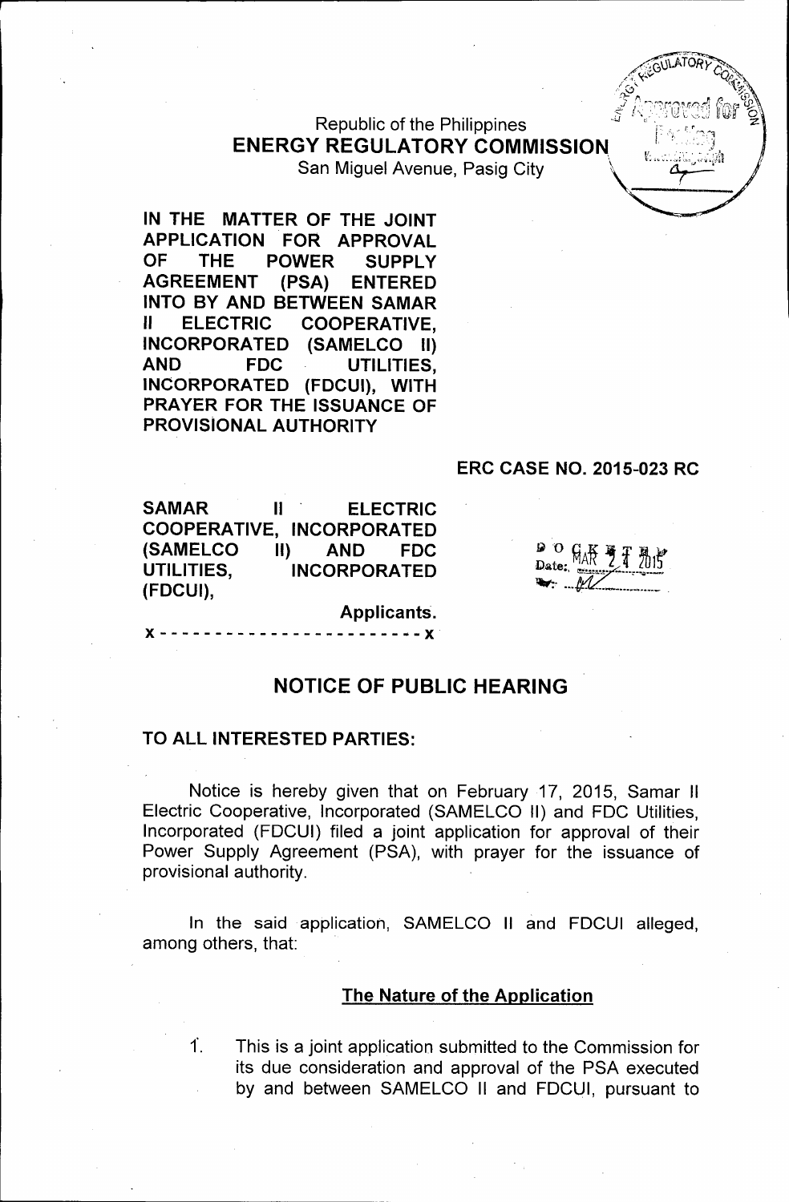Republic of the Philippines
**ENERGY REGULATORY COMMISSION**
San Miguel Avenue, Pasig City

**IN THE MATTER OF THE JOINT APPLICATION FOR APPROVAL OF THE POWER SUPPLY AGREEMENT (PSA) ENTERED INTO BY AND BETWEEN SAMAR II ELECTRIC COOPERATIVE, INCORPORATED (SAMELCO II) AND FDC UTILITIES, INCORPORATED (FDCUI), WITH PRAYER FOR THE ISSUANCE OF PROVISIONAL AUTHORITY**

**ERC CASE NO. 2015-023 RC**

**SAMAR II ELECTRIC COOPERATIVE, INCORPORATED (SAMELCO II) AND FDC UTILITIES, INCORPORATED (FDCUI),**

**Applicants.**

x - - - - - - - - - - - - - - - - - - - - - - - x

DOCKETED
Date: MAR 24 2015

## NOTICE OF PUBLIC HEARING

**TO ALL INTERESTED PARTIES:**

Notice is hereby given that on February 17, 2015, Samar II Electric Cooperative, Incorporated (SAMELCO II) and FDC Utilities, Incorporated (FDCUI) filed a joint application for approval of their Power Supply Agreement (PSA), with prayer for the issuance of provisional authority.

In the said application, SAMELCO II and FDCUI alleged, among others, that:

### The Nature of the Application

1. This is a joint application submitted to the Commission for its due consideration and approval of the PSA executed by and between SAMELCO II and FDCUI, pursuant to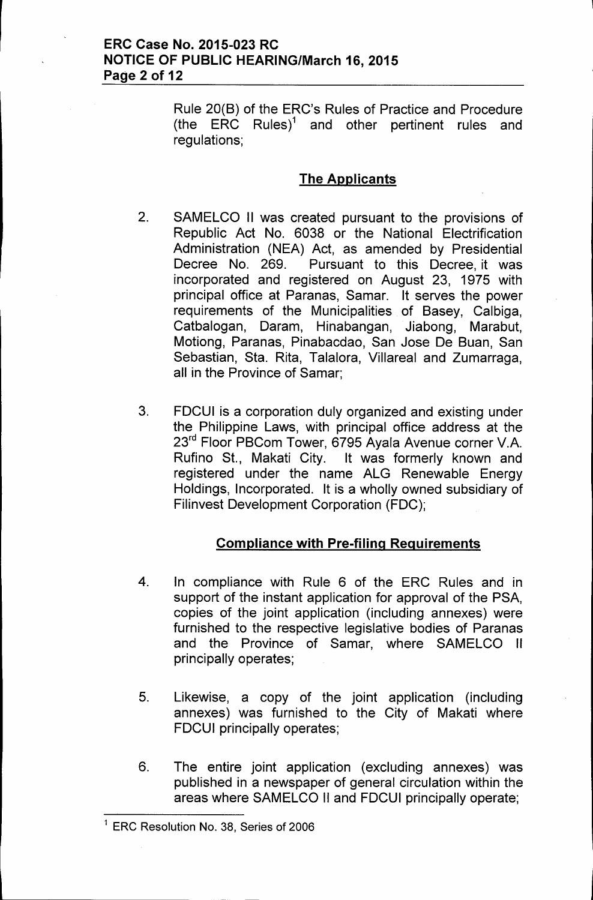Rule 20(B) of the ERC's Rules of Practice and Procedure (the ERC Rules)[1] and other pertinent rules and regulations;

## The Applicants

2. SAMELCO II was created pursuant to the provisions of Republic Act No. 6038 or the National Electrification Administration (NEA) Act, as amended by Presidential Decree No. 269. Pursuant to this Decree, it was incorporated and registered on August 23, 1975 with principal office at Paranas, Samar. It serves the power requirements of the Municipalities of Basey, Calbiga, Catbalogan, Daram, Hinabangan, Jiabong, Marabut, Motiong, Paranas, Pinabacdao, San Jose De Buan, San Sebastian, Sta. Rita, Talalora, Villareal and Zumarraga, all in the Province of Samar;

3. FDCUI is a corporation duly organized and existing under the Philippine Laws, with principal office address at the 23rd Floor PBCom Tower, 6795 Ayala Avenue corner V.A. Rufino St., Makati City. It was formerly known and registered under the name ALG Renewable Energy Holdings, Incorporated. It is a wholly owned subsidiary of Filinvest Development Corporation (FDC);

## Compliance with Pre-filing Requirements

4. In compliance with Rule 6 of the ERC Rules and in support of the instant application for approval of the PSA, copies of the joint application (including annexes) were furnished to the respective legislative bodies of Paranas and the Province of Samar, where SAMELCO II principally operates;

5. Likewise, a copy of the joint application (including annexes) was furnished to the City of Makati where FDCUI principally operates;

6. The entire joint application (excluding annexes) was published in a newspaper of general circulation within the areas where SAMELCO II and FDCUI principally operate;

---

[1] ERC Resolution No. 38, Series of 2006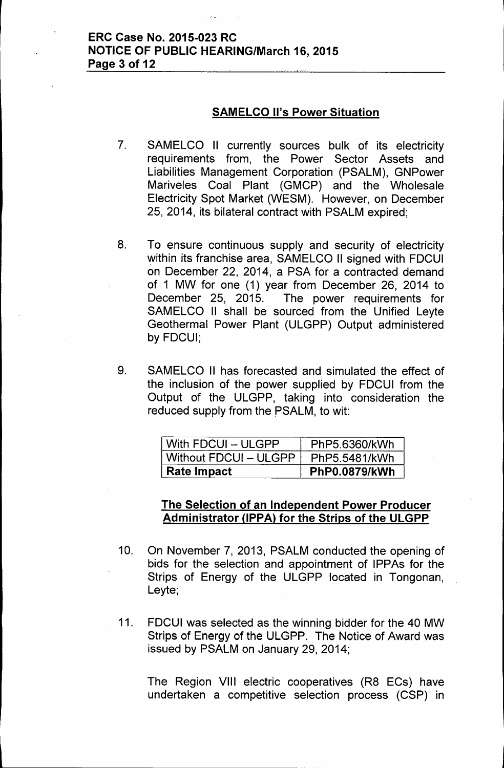## SAMELCO II's Power Situation

7. SAMELCO II currently sources bulk of its electricity requirements from, the Power Sector Assets and Liabilities Management Corporation (PSALM), GNPower Mariveles Coal Plant (GMCP) and the Wholesale Electricity Spot Market (WESM). However, on December 25, 2014, its bilateral contract with PSALM expired;

8. To ensure continuous supply and security of electricity within its franchise area, SAMELCO II signed with FDCUI on December 22, 2014, a PSA for a contracted demand of 1 MW for one (1) year from December 26, 2014 to December 25, 2015. The power requirements for SAMELCO II shall be sourced from the Unified Leyte Geothermal Power Plant (ULGPP) Output administered by FDCUI;

9. SAMELCO II has forecasted and simulated the effect of the inclusion of the power supplied by FDCUI from the Output of the ULGPP, taking into consideration the reduced supply from the PSALM, to wit:

| With FDCUI – ULGPP | PhP5.6360/kWh |
|---|---|
| Without FDCUI – ULGPP | PhP5.5481/kWh |
| **Rate Impact** | **PhP0.0879/kWh** |

## The Selection of an Independent Power Producer Administrator (IPPA) for the Strips of the ULGPP

10. On November 7, 2013, PSALM conducted the opening of bids for the selection and appointment of IPPAs for the Strips of Energy of the ULGPP located in Tongonan, Leyte;

11. FDCUI was selected as the winning bidder for the 40 MW Strips of Energy of the ULGPP. The Notice of Award was issued by PSALM on January 29, 2014;

    The Region VIII electric cooperatives (R8 ECs) have undertaken a competitive selection process (CSP) in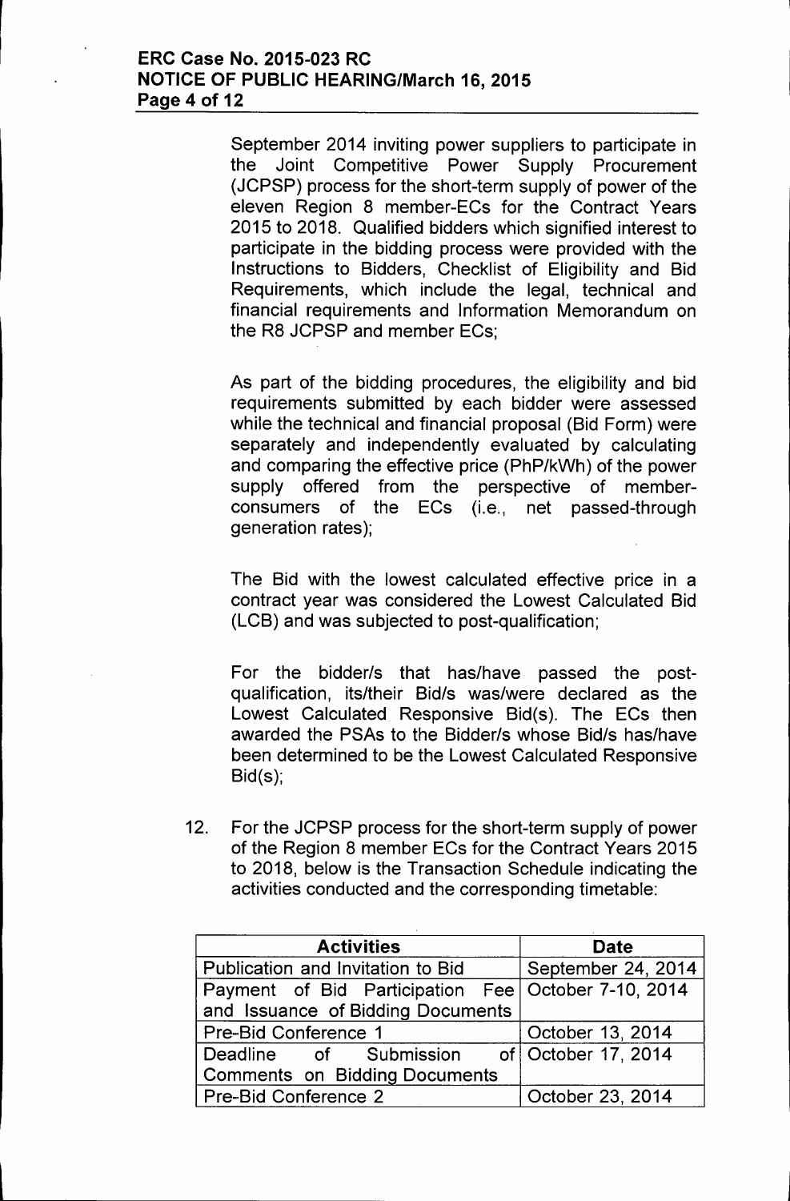September 2014 inviting power suppliers to participate in the Joint Competitive Power Supply Procurement (JCPSP) process for the short-term supply of power of the eleven Region 8 member-ECs for the Contract Years 2015 to 2018. Qualified bidders which signified interest to participate in the bidding process were provided with the Instructions to Bidders, Checklist of Eligibility and Bid Requirements, which include the legal, technical and financial requirements and Information Memorandum on the R8 JCPSP and member ECs;

As part of the bidding procedures, the eligibility and bid requirements submitted by each bidder were assessed while the technical and financial proposal (Bid Form) were separately and independently evaluated by calculating and comparing the effective price (PhP/kWh) of the power supply offered from the perspective of member-consumers of the ECs (i.e., net passed-through generation rates);

The Bid with the lowest calculated effective price in a contract year was considered the Lowest Calculated Bid (LCB) and was subjected to post-qualification;

For the bidder/s that has/have passed the post-qualification, its/their Bid/s was/were declared as the Lowest Calculated Responsive Bid(s). The ECs then awarded the PSAs to the Bidder/s whose Bid/s has/have been determined to be the Lowest Calculated Responsive Bid(s);

12. For the JCPSP process for the short-term supply of power of the Region 8 member ECs for the Contract Years 2015 to 2018, below is the Transaction Schedule indicating the activities conducted and the corresponding timetable:

| Activities | Date |
|---|---|
| Publication and Invitation to Bid | September 24, 2014 |
| Payment of Bid Participation Fee and Issuance of Bidding Documents | October 7-10, 2014 |
| Pre-Bid Conference 1 | October 13, 2014 |
| Deadline of Submission of Comments on Bidding Documents | October 17, 2014 |
| Pre-Bid Conference 2 | October 23, 2014 |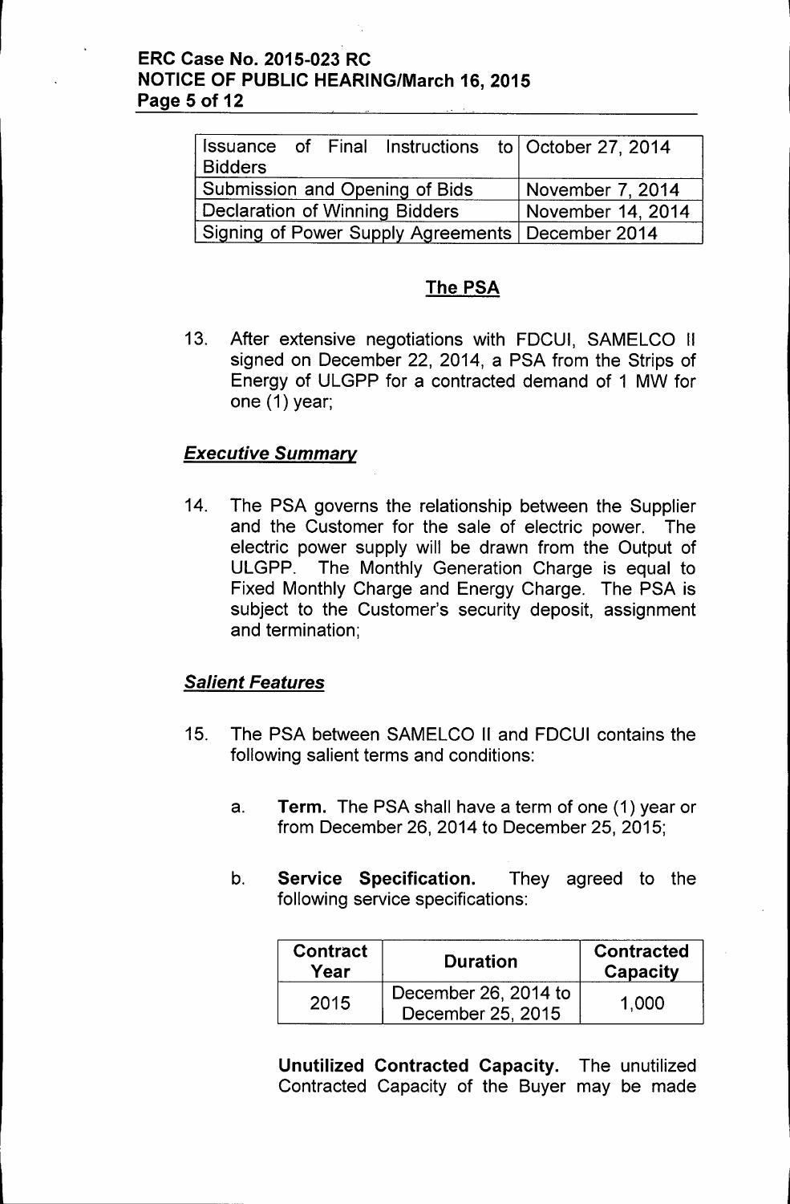| Issuance of Final Instructions to Bidders | October 27, 2014 |
|---|---|
| Submission and Opening of Bids | November 7, 2014 |
| Declaration of Winning Bidders | November 14, 2014 |
| Signing of Power Supply Agreements | December 2014 |

## The PSA

13. After extensive negotiations with FDCUI, SAMELCO II signed on December 22, 2014, a PSA from the Strips of Energy of ULGPP for a contracted demand of 1 MW for one (1) year;

### *Executive Summary*

14. The PSA governs the relationship between the Supplier and the Customer for the sale of electric power. The electric power supply will be drawn from the Output of ULGPP. The Monthly Generation Charge is equal to Fixed Monthly Charge and Energy Charge. The PSA is subject to the Customer's security deposit, assignment and termination;

### *Salient Features*

15. The PSA between SAMELCO II and FDCUI contains the following salient terms and conditions:

    a. **Term.** The PSA shall have a term of one (1) year or from December 26, 2014 to December 25, 2015;

    b. **Service Specification.** They agreed to the following service specifications:

| Contract Year | Duration | Contracted Capacity |
|---|---|---|
| 2015 | December 26, 2014 to December 25, 2015 | 1,000 |

**Unutilized Contracted Capacity.** The unutilized Contracted Capacity of the Buyer may be made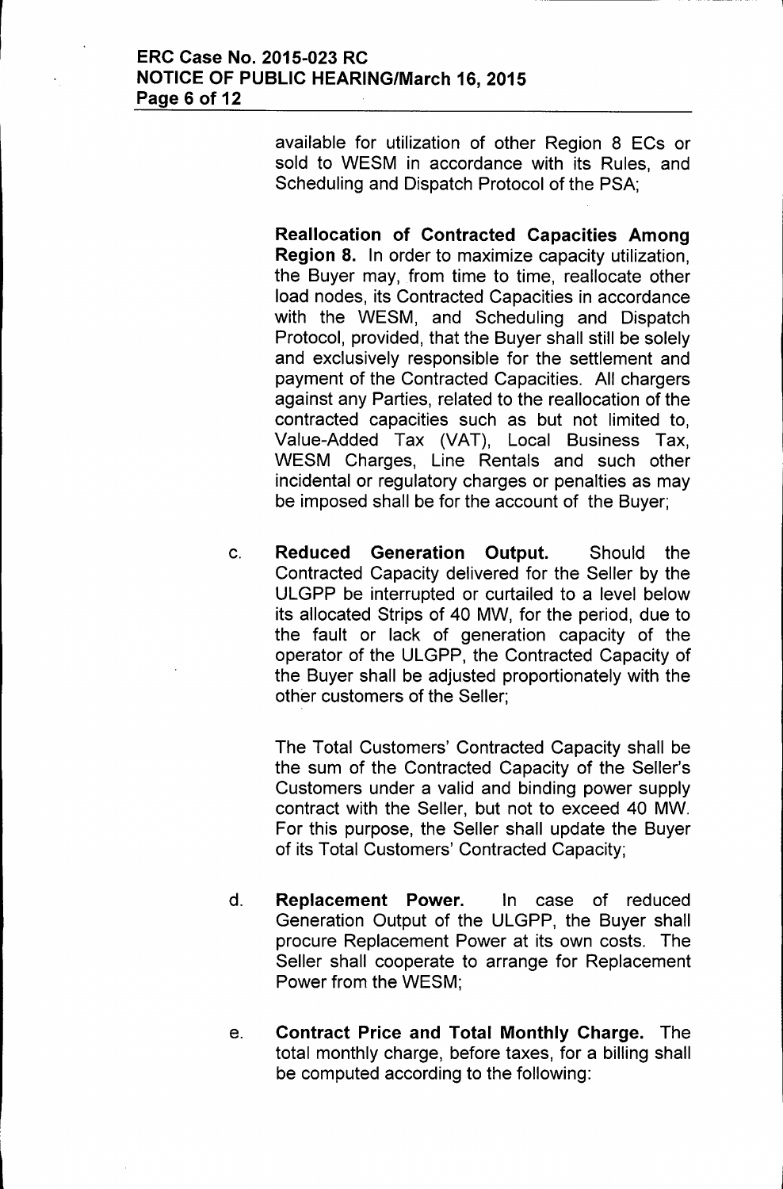available for utilization of other Region 8 ECs or sold to WESM in accordance with its Rules, and Scheduling and Dispatch Protocol of the PSA;

**Reallocation of Contracted Capacities Among Region 8.** In order to maximize capacity utilization, the Buyer may, from time to time, reallocate other load nodes, its Contracted Capacities in accordance with the WESM, and Scheduling and Dispatch Protocol, provided, that the Buyer shall still be solely and exclusively responsible for the settlement and payment of the Contracted Capacities. All chargers against any Parties, related to the reallocation of the contracted capacities such as but not limited to, Value-Added Tax (VAT), Local Business Tax, WESM Charges, Line Rentals and such other incidental or regulatory charges or penalties as may be imposed shall be for the account of the Buyer;

c. **Reduced Generation Output.** Should the Contracted Capacity delivered for the Seller by the ULGPP be interrupted or curtailed to a level below its allocated Strips of 40 MW, for the period, due to the fault or lack of generation capacity of the operator of the ULGPP, the Contracted Capacity of the Buyer shall be adjusted proportionately with the other customers of the Seller;

   The Total Customers' Contracted Capacity shall be the sum of the Contracted Capacity of the Seller's Customers under a valid and binding power supply contract with the Seller, but not to exceed 40 MW. For this purpose, the Seller shall update the Buyer of its Total Customers' Contracted Capacity;

d. **Replacement Power.** In case of reduced Generation Output of the ULGPP, the Buyer shall procure Replacement Power at its own costs. The Seller shall cooperate to arrange for Replacement Power from the WESM;

e. **Contract Price and Total Monthly Charge.** The total monthly charge, before taxes, for a billing shall be computed according to the following: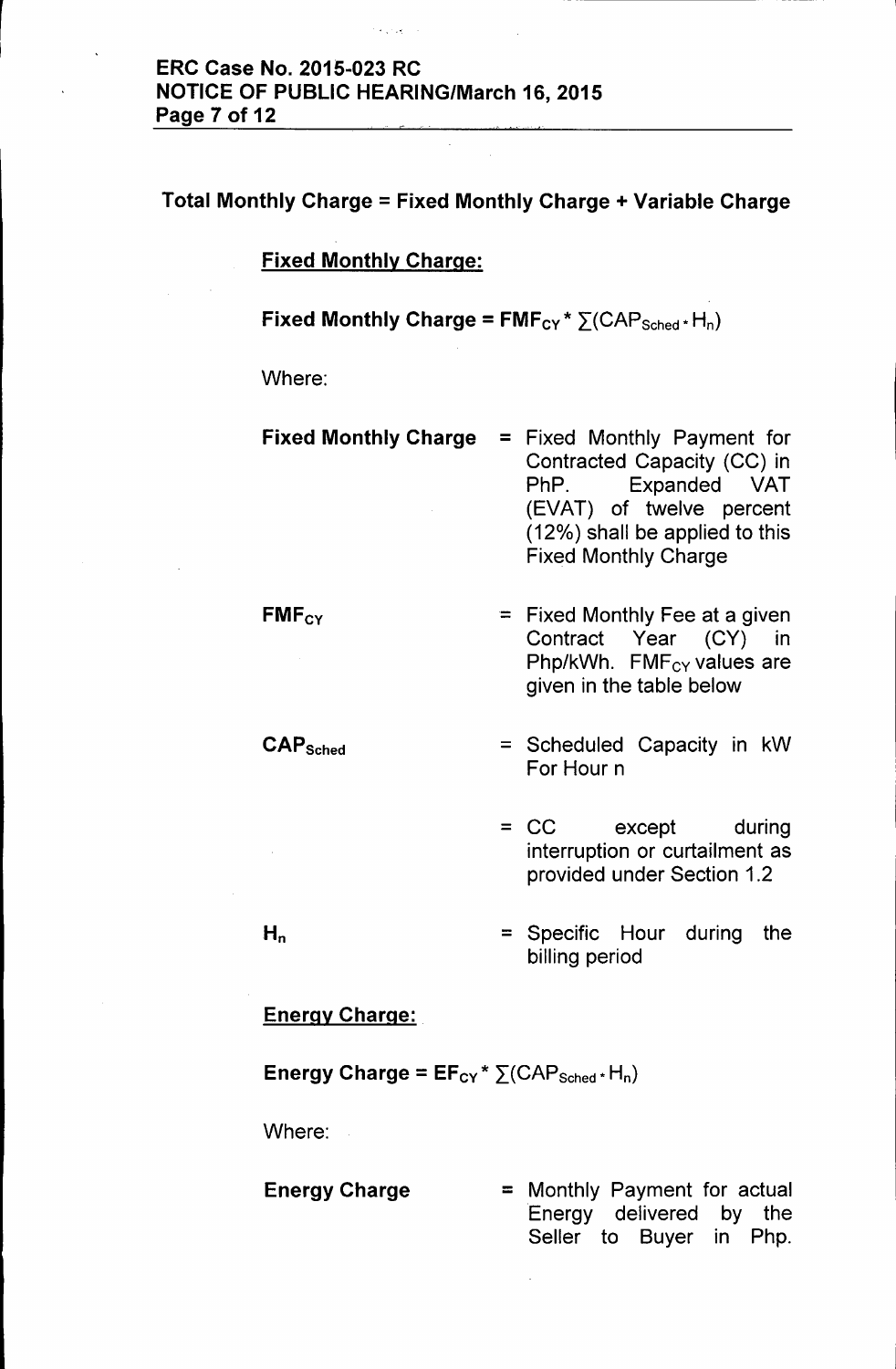**Total Monthly Charge = Fixed Monthly Charge + Variable Charge**

**Fixed Monthly Charge:**

**Fixed Monthly Charge = $FMF_{CY} * \sum(CAP_{Sched} * H_n)$**

Where:

| | | |
|---|---|---|
| **Fixed Monthly Charge** | = | Fixed Monthly Payment for Contracted Capacity (CC) in PhP. Expanded VAT (EVAT) of twelve percent (12%) shall be applied to this Fixed Monthly Charge |
| **$FMF_{CY}$** | = | Fixed Monthly Fee at a given Contract Year (CY) in Php/kWh. $FMF_{CY}$ values are given in the table below |
| **$CAP_{Sched}$** | = | Scheduled Capacity in kW For Hour n |
| | = | CC except during interruption or curtailment as provided under Section 1.2 |
| **$H_n$** | = | Specific Hour during the billing period |

**Energy Charge:**

**Energy Charge = $EF_{CY} * \sum(CAP_{Sched} * H_n)$**

Where:

| | | |
|---|---|---|
| **Energy Charge** | = | Monthly Payment for actual Energy delivered by the Seller to Buyer in Php. |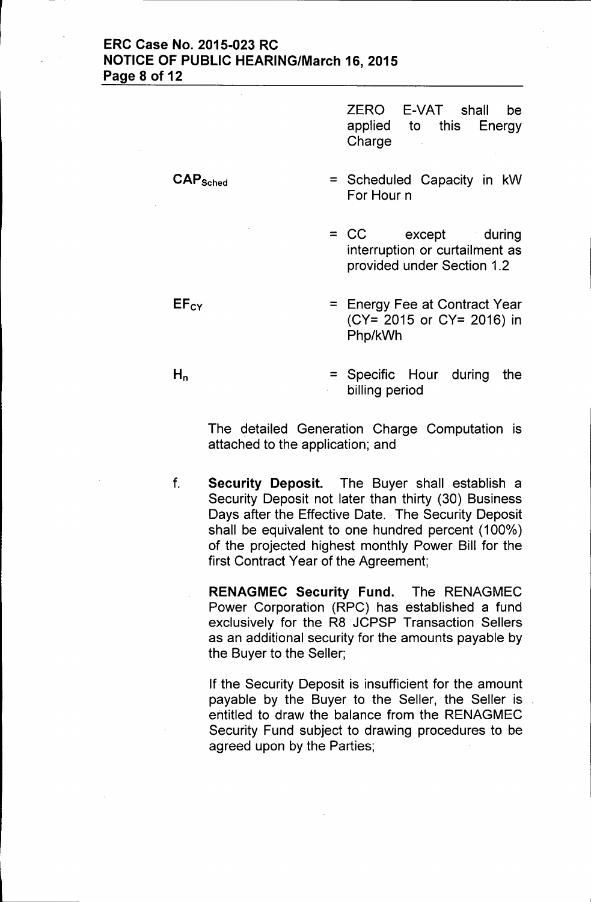ZERO E-VAT shall be applied to this Energy Charge

| | |
|---|---|
| $CAP_{Sched}$ | = Scheduled Capacity in kW For Hour n |
| | = CC except during interruption or curtailment as provided under Section 1.2 |
| $EF_{CY}$ | = Energy Fee at Contract Year (CY= 2015 or CY= 2016) in Php/kWh |
| $H_n$ | = Specific Hour during the billing period |

The detailed Generation Charge Computation is attached to the application; and

f. **Security Deposit.** The Buyer shall establish a Security Deposit not later than thirty (30) Business Days after the Effective Date. The Security Deposit shall be equivalent to one hundred percent (100%) of the projected highest monthly Power Bill for the first Contract Year of the Agreement;

**RENAGMEC Security Fund.** The RENAGMEC Power Corporation (RPC) has established a fund exclusively for the R8 JCPSP Transaction Sellers as an additional security for the amounts payable by the Buyer to the Seller;

If the Security Deposit is insufficient for the amount payable by the Buyer to the Seller, the Seller is entitled to draw the balance from the RENAGMEC Security Fund subject to drawing procedures to be agreed upon by the Parties;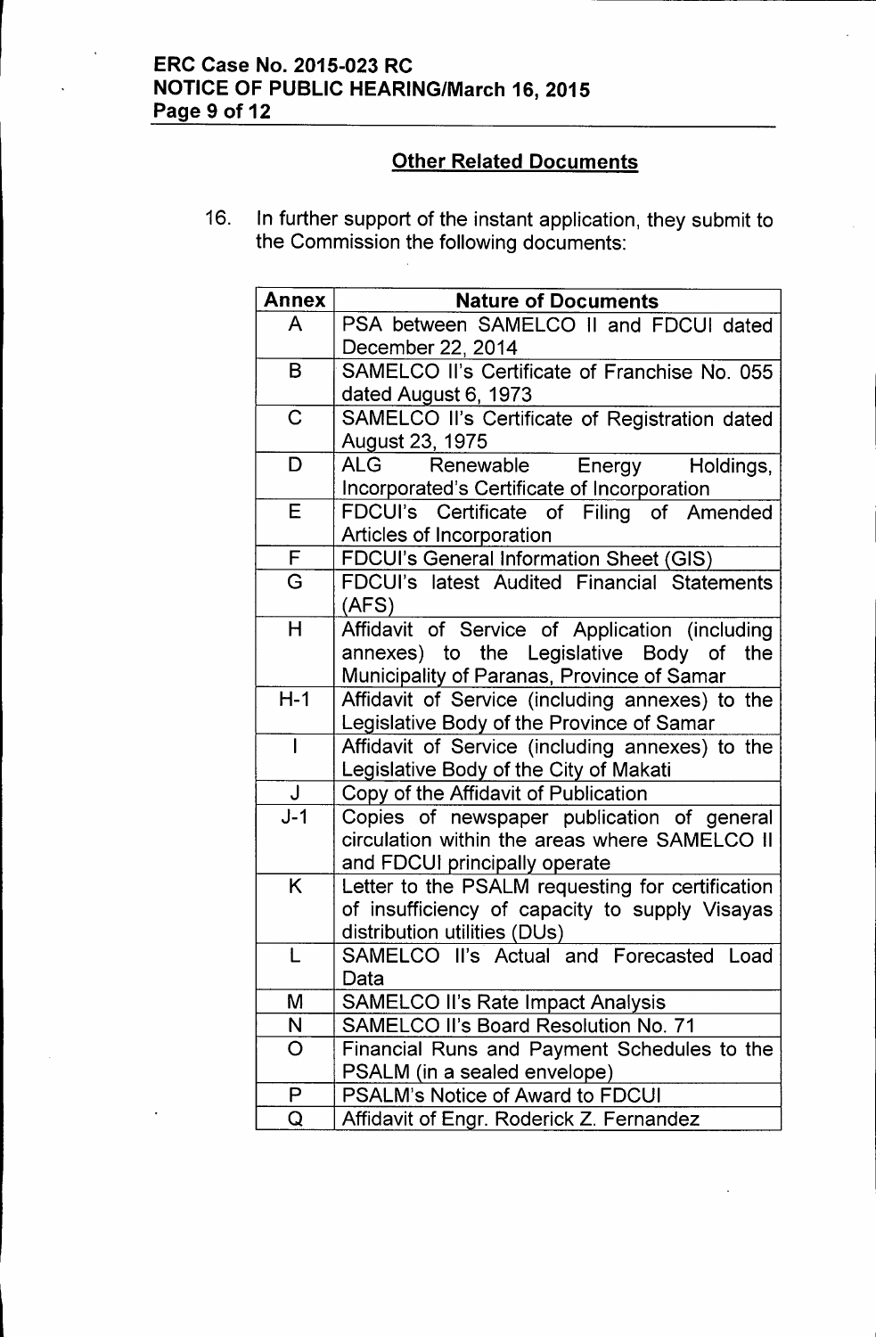## Other Related Documents

16. In further support of the instant application, they submit to the Commission the following documents:

| Annex | Nature of Documents |
|---|---|
| A | PSA between SAMELCO II and FDCUI dated December 22, 2014 |
| B | SAMELCO II's Certificate of Franchise No. 055 dated August 6, 1973 |
| C | SAMELCO II's Certificate of Registration dated August 23, 1975 |
| D | ALG Renewable Energy Holdings, Incorporated's Certificate of Incorporation |
| E | FDCUI's Certificate of Filing of Amended Articles of Incorporation |
| F | FDCUI's General Information Sheet (GIS) |
| G | FDCUI's latest Audited Financial Statements (AFS) |
| H | Affidavit of Service of Application (including annexes) to the Legislative Body of the Municipality of Paranas, Province of Samar |
| H-1 | Affidavit of Service (including annexes) to the Legislative Body of the Province of Samar |
| I | Affidavit of Service (including annexes) to the Legislative Body of the City of Makati |
| J | Copy of the Affidavit of Publication |
| J-1 | Copies of newspaper publication of general circulation within the areas where SAMELCO II and FDCUI principally operate |
| K | Letter to the PSALM requesting for certification of insufficiency of capacity to supply Visayas distribution utilities (DUs) |
| L | SAMELCO II's Actual and Forecasted Load Data |
| M | SAMELCO II's Rate Impact Analysis |
| N | SAMELCO II's Board Resolution No. 71 |
| O | Financial Runs and Payment Schedules to the PSALM (in a sealed envelope) |
| P | PSALM's Notice of Award to FDCUI |
| Q | Affidavit of Engr. Roderick Z. Fernandez |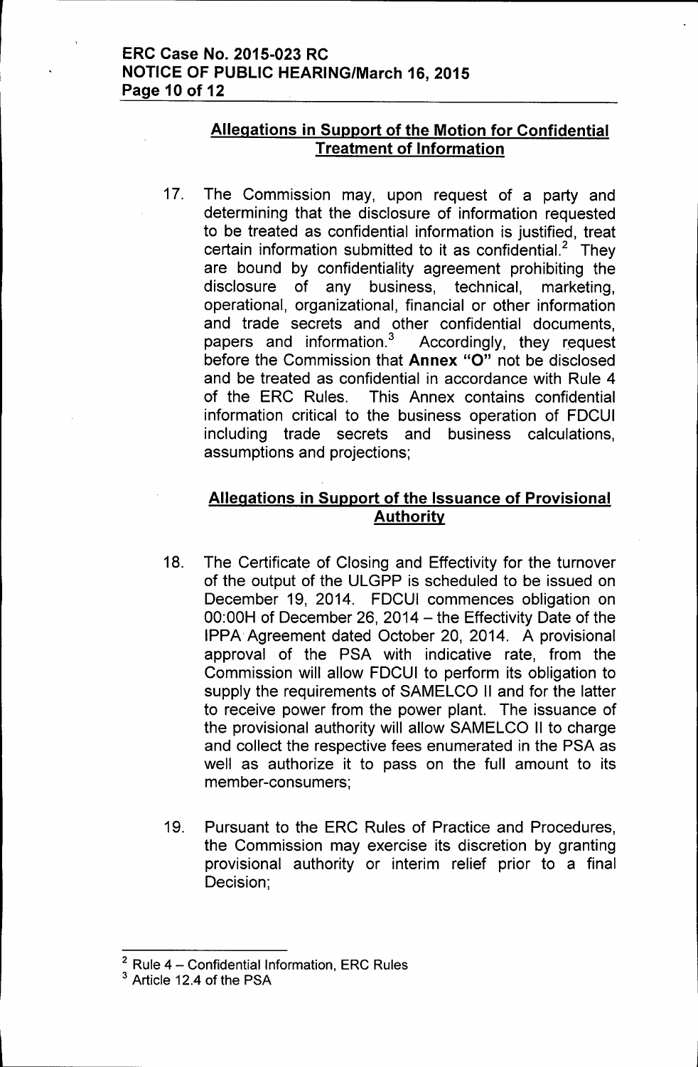## Allegations in Support of the Motion for Confidential Treatment of Information

17. The Commission may, upon request of a party and determining that the disclosure of information requested to be treated as confidential information is justified, treat certain information submitted to it as confidential.[2] They are bound by confidentiality agreement prohibiting the disclosure of any business, technical, marketing, operational, organizational, financial or other information and trade secrets and other confidential documents, papers and information.[3] Accordingly, they request before the Commission that **Annex "O"** not be disclosed and be treated as confidential in accordance with Rule 4 of the ERC Rules. This Annex contains confidential information critical to the business operation of FDCUI including trade secrets and business calculations, assumptions and projections;

## Allegations in Support of the Issuance of Provisional Authority

18. The Certificate of Closing and Effectivity for the turnover of the output of the ULGPP is scheduled to be issued on December 19, 2014. FDCUI commences obligation on 00:00H of December 26, 2014 – the Effectivity Date of the IPPA Agreement dated October 20, 2014. A provisional approval of the PSA with indicative rate, from the Commission will allow FDCUI to perform its obligation to supply the requirements of SAMELCO II and for the latter to receive power from the power plant. The issuance of the provisional authority will allow SAMELCO II to charge and collect the respective fees enumerated in the PSA as well as authorize it to pass on the full amount to its member-consumers;

19. Pursuant to the ERC Rules of Practice and Procedures, the Commission may exercise its discretion by granting provisional authority or interim relief prior to a final Decision;

---

[2] Rule 4 – Confidential Information, ERC Rules

[3] Article 12.4 of the PSA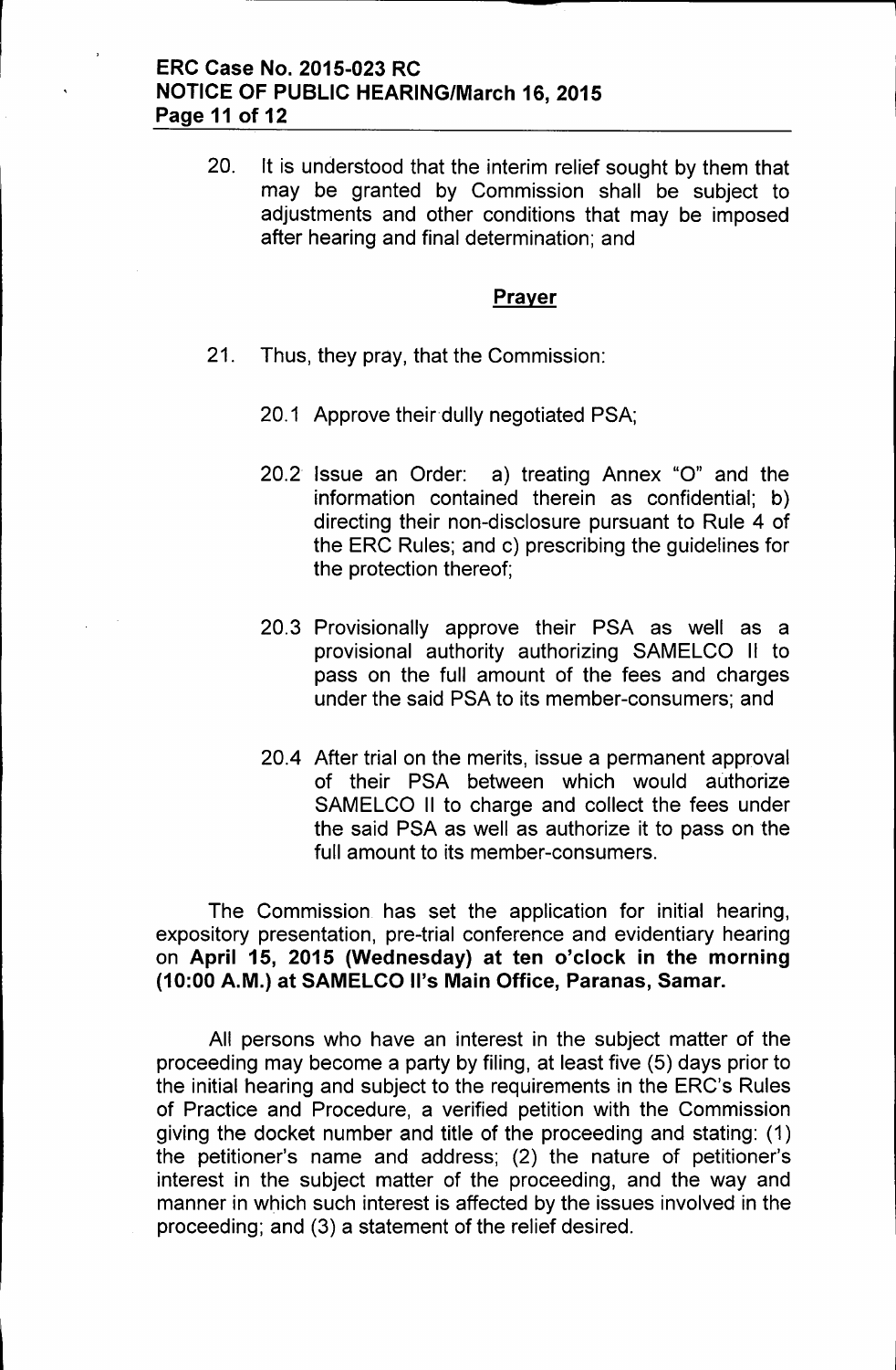20. It is understood that the interim relief sought by them that may be granted by Commission shall be subject to adjustments and other conditions that may be imposed after hearing and final determination; and

## Prayer

21. Thus, they pray, that the Commission:

    20.1 Approve their dully negotiated PSA;

    20.2 Issue an Order: a) treating Annex "O" and the information contained therein as confidential; b) directing their non-disclosure pursuant to Rule 4 of the ERC Rules; and c) prescribing the guidelines for the protection thereof;

    20.3 Provisionally approve their PSA as well as a provisional authority authorizing SAMELCO II to pass on the full amount of the fees and charges under the said PSA to its member-consumers; and

    20.4 After trial on the merits, issue a permanent approval of their PSA between which would authorize SAMELCO II to charge and collect the fees under the said PSA as well as authorize it to pass on the full amount to its member-consumers.

The Commission has set the application for initial hearing, expository presentation, pre-trial conference and evidentiary hearing on **April 15, 2015 (Wednesday) at ten o'clock in the morning (10:00 A.M.) at SAMELCO II's Main Office, Paranas, Samar.**

All persons who have an interest in the subject matter of the proceeding may become a party by filing, at least five (5) days prior to the initial hearing and subject to the requirements in the ERC's Rules of Practice and Procedure, a verified petition with the Commission giving the docket number and title of the proceeding and stating: (1) the petitioner's name and address; (2) the nature of petitioner's interest in the subject matter of the proceeding, and the way and manner in which such interest is affected by the issues involved in the proceeding; and (3) a statement of the relief desired.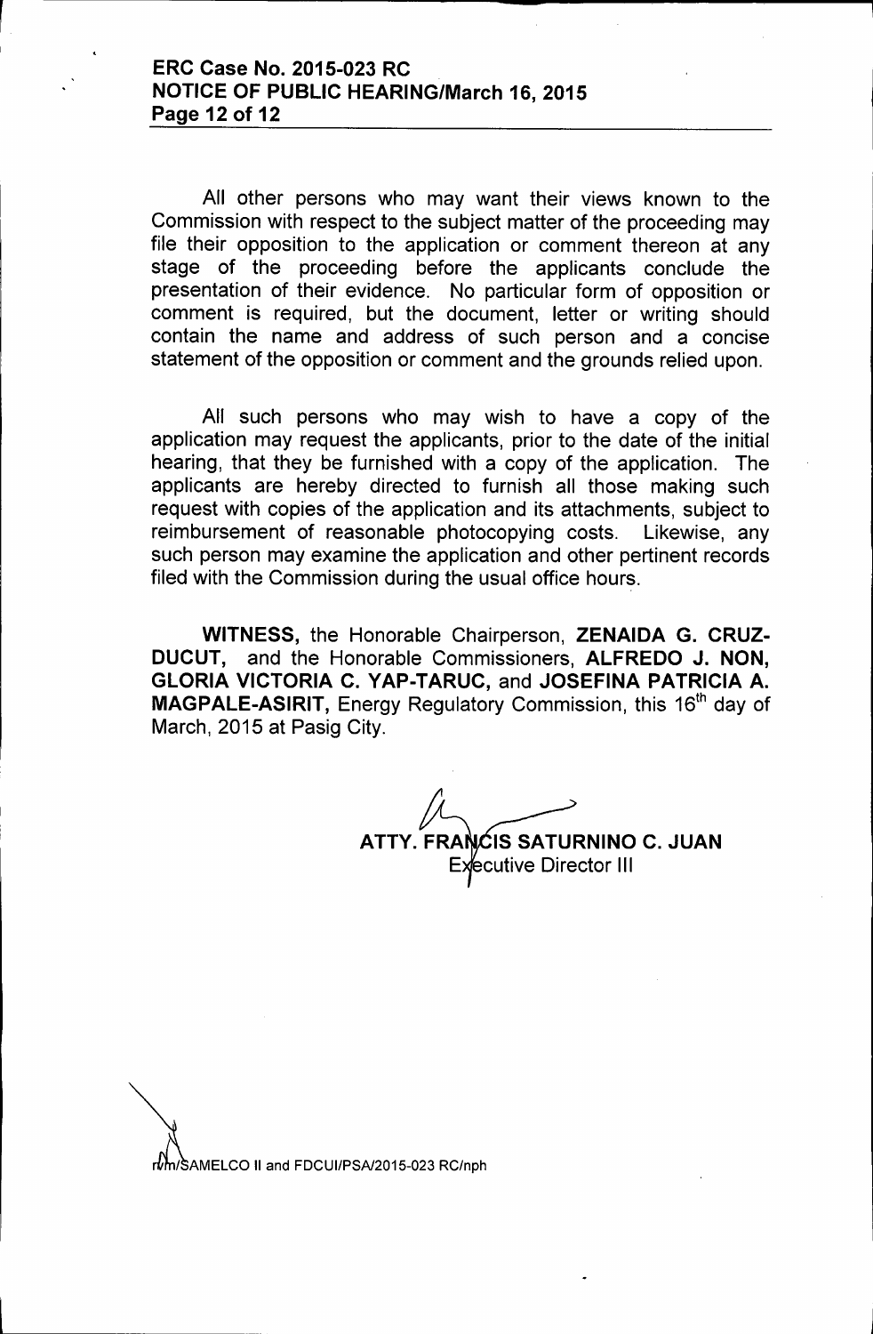All other persons who may want their views known to the Commission with respect to the subject matter of the proceeding may file their opposition to the application or comment thereon at any stage of the proceeding before the applicants conclude the presentation of their evidence. No particular form of opposition or comment is required, but the document, letter or writing should contain the name and address of such person and a concise statement of the opposition or comment and the grounds relied upon.

All such persons who may wish to have a copy of the application may request the applicants, prior to the date of the initial hearing, that they be furnished with a copy of the application. The applicants are hereby directed to furnish all those making such request with copies of the application and its attachments, subject to reimbursement of reasonable photocopying costs. Likewise, any such person may examine the application and other pertinent records filed with the Commission during the usual office hours.

**WITNESS,** the Honorable Chairperson, **ZENAIDA G. CRUZ-DUCUT,** and the Honorable Commissioners, **ALFREDO J. NON, GLORIA VICTORIA C. YAP-TARUC,** and **JOSEFINA PATRICIA A. MAGPALE-ASIRIT,** Energy Regulatory Commission, this 16th day of March, 2015 at Pasig City.

**ATTY. FRANCIS SATURNINO C. JUAN**
Executive Director III

rvm/SAMELCO II and FDCUI/PSA/2015-023 RC/nph